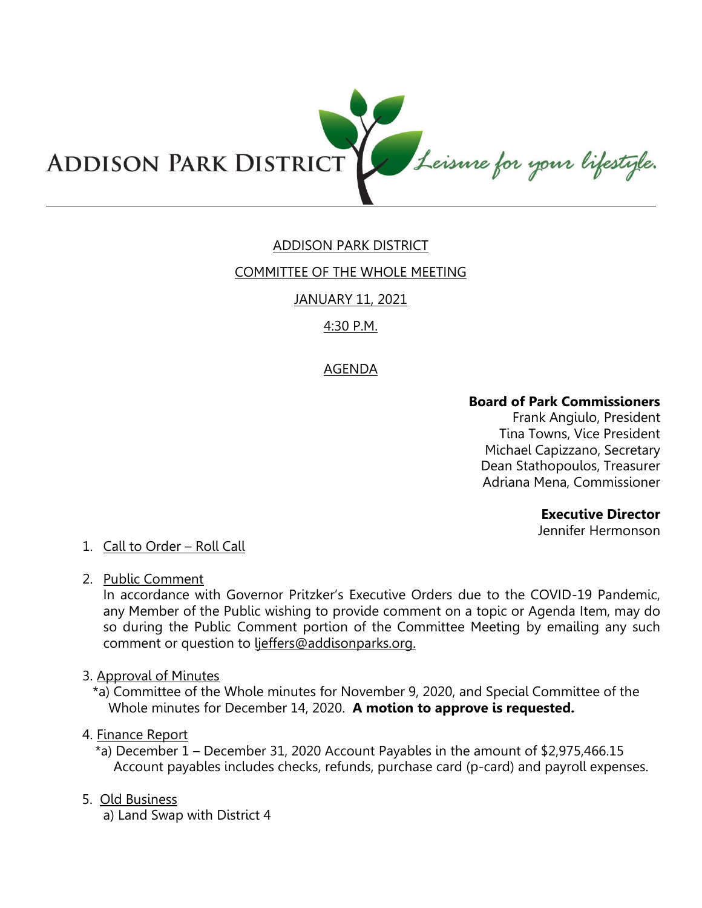ADDISON PARK DISTRICT *Leisure for your lifestyle.*

# ADDISON PARK DISTRICT

## COMMITTEE OF THE WHOLE MEETING

## JANUARY 11, 2021

## 4:30 P.M.

## AGENDA

**Board of Park Commissioners**
Frank Angiulo, President
Tina Towns, Vice President
Michael Capizzano, Secretary
Dean Stathopoulos, Treasurer
Adriana Mena, Commissioner

**Executive Director**
Jennifer Hermonson

1. Call to Order – Roll Call

2. Public Comment
   In accordance with Governor Pritzker's Executive Orders due to the COVID-19 Pandemic, any Member of the Public wishing to provide comment on a topic or Agenda Item, may do so during the Public Comment portion of the Committee Meeting by emailing any such comment or question to ljeffers@addisonparks.org.

3. Approval of Minutes
   *a) Committee of the Whole minutes for November 9, 2020, and Special Committee of the Whole minutes for December 14, 2020. **A motion to approve is requested.**

4. Finance Report
   *a) December 1 – December 31, 2020 Account Payables in the amount of $2,975,466.15 Account payables includes checks, refunds, purchase card (p-card) and payroll expenses.

5. Old Business
   a) Land Swap with District 4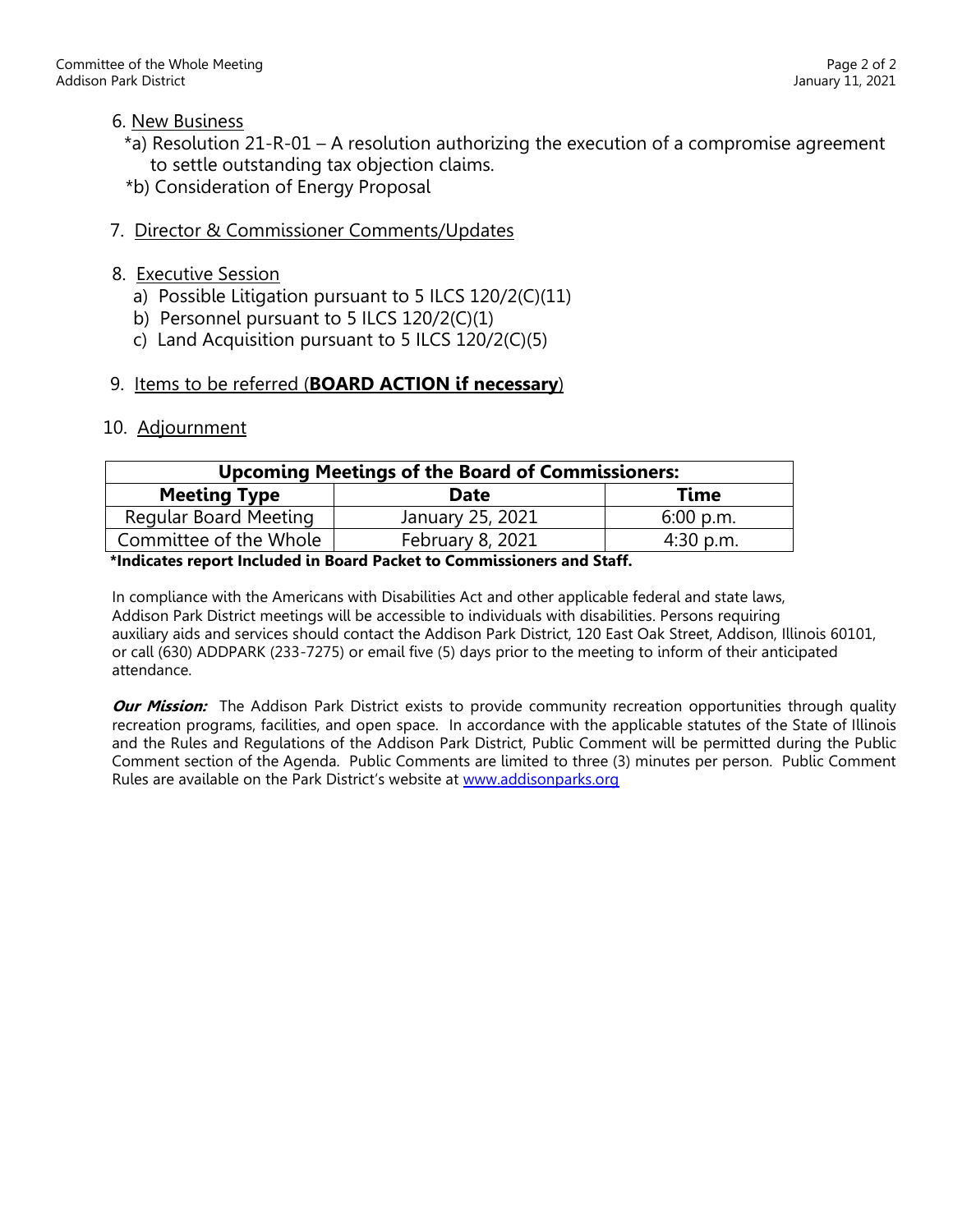6. New Business
   *a) Resolution 21-R-01 – A resolution authorizing the execution of a compromise agreement to settle outstanding tax objection claims.
   *b) Consideration of Energy Proposal

7. Director & Commissioner Comments/Updates

8. Executive Session
   a) Possible Litigation pursuant to 5 ILCS 120/2(C)(11)
   b) Personnel pursuant to 5 ILCS 120/2(C)(1)
   c) Land Acquisition pursuant to 5 ILCS 120/2(C)(5)

9. Items to be referred (**BOARD ACTION if necessary**)

10. Adjournment

| **Upcoming Meetings of the Board of Commissioners:** | | |
|---|---|---|
| **Meeting Type** | **Date** | **Time** |
| Regular Board Meeting | January 25, 2021 | 6:00 p.m. |
| Committee of the Whole | February 8, 2021 | 4:30 p.m. |

**\*Indicates report Included in Board Packet to Commissioners and Staff.**

In compliance with the Americans with Disabilities Act and other applicable federal and state laws, Addison Park District meetings will be accessible to individuals with disabilities. Persons requiring auxiliary aids and services should contact the Addison Park District, 120 East Oak Street, Addison, Illinois 60101, or call (630) ADDPARK (233-7275) or email five (5) days prior to the meeting to inform of their anticipated attendance.

***Our Mission:*** The Addison Park District exists to provide community recreation opportunities through quality recreation programs, facilities, and open space. In accordance with the applicable statutes of the State of Illinois and the Rules and Regulations of the Addison Park District, Public Comment will be permitted during the Public Comment section of the Agenda. Public Comments are limited to three (3) minutes per person. Public Comment Rules are available on the Park District's website at www.addisonparks.org